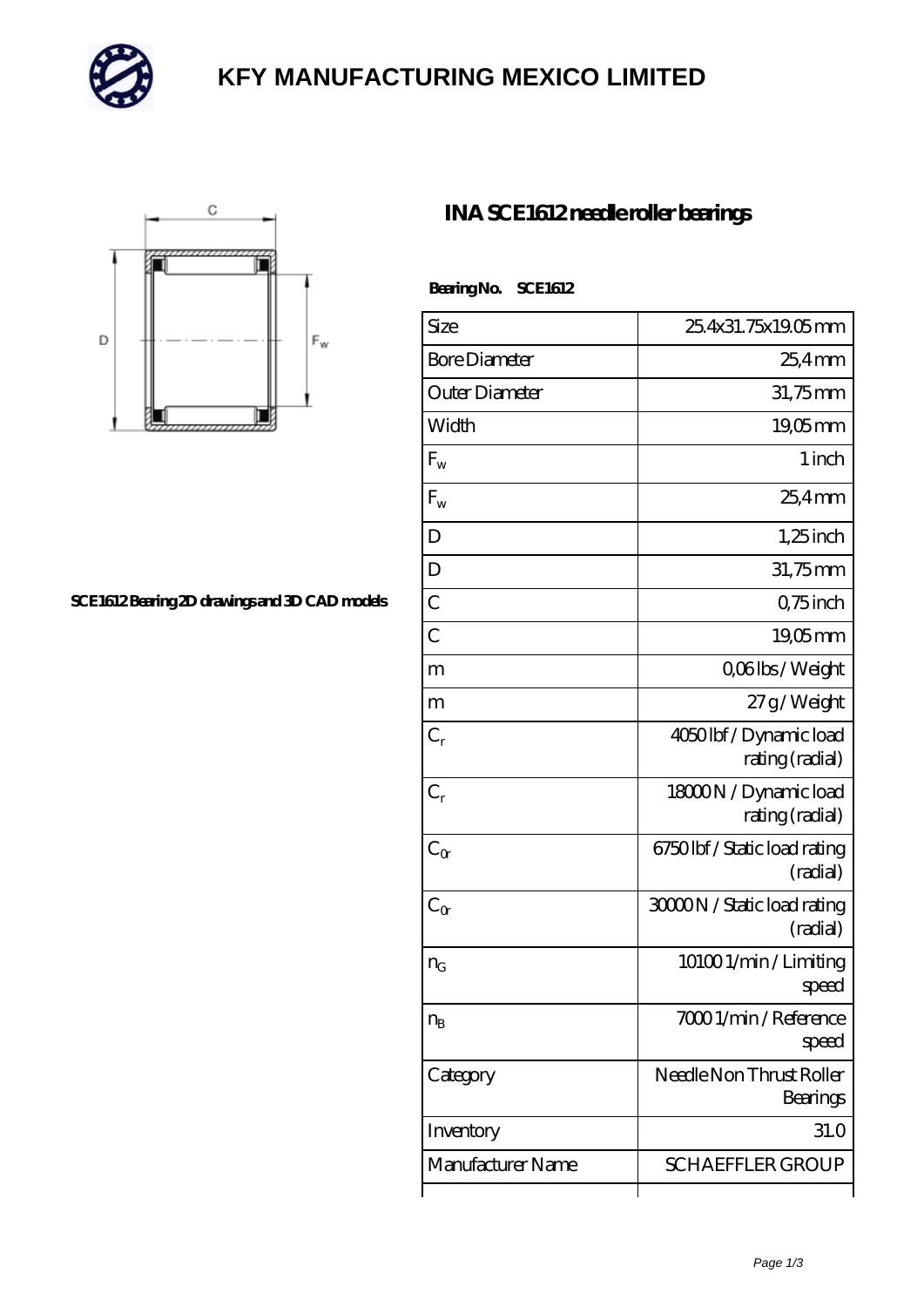# KFY MANUFACTURING MEXICO LIMITED

SCE1612 Bearing 2D drawings and 3D CAD models

## INA SCE1612 needle roller bearings

**Bearing No. SCE1612**

| | |
|---|---|
| Size | 25.4x31.75x19.05 mm |
| Bore Diameter | 25,4 mm |
| Outer Diameter | 31,75 mm |
| Width | 19,05 mm |
| $F_w$ | 1 inch |
| $F_w$ | 25,4 mm |
| D | 1,25 inch |
| D | 31,75 mm |
| C | 0,75 inch |
| C | 19,05 mm |
| m | 0,06 lbs / Weight |
| m | 27 g / Weight |
| $C_r$ | 4050 lbf / Dynamic load rating (radial) |
| $C_r$ | 18000 N / Dynamic load rating (radial) |
| $C_{0r}$ | 6750 lbf / Static load rating (radial) |
| $C_{0r}$ | 30000 N / Static load rating (radial) |
| $n_G$ | 10100 1/min / Limiting speed |
| $n_B$ | 7000 1/min / Reference speed |
| Category | Needle Non Thrust Roller Bearings |
| Inventory | 31.0 |
| Manufacturer Name | SCHAEFFLER GROUP |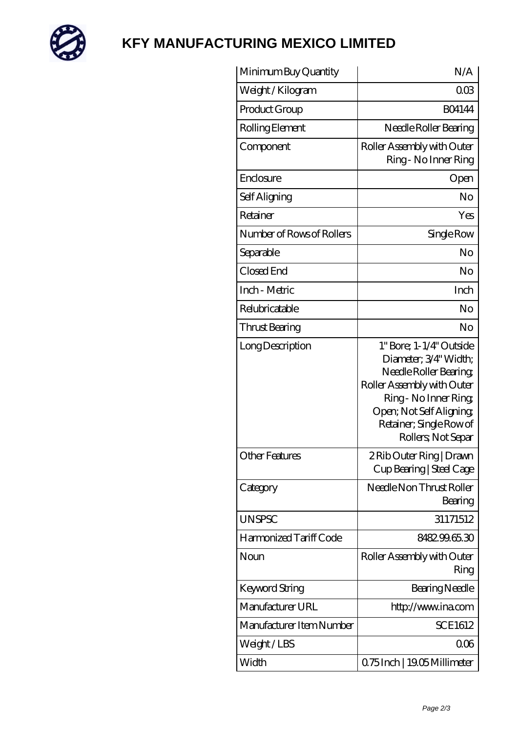# KFY MANUFACTURING MEXICO LIMITED

| Minimum Buy Quantity | N/A |
| --- | --- |
| Weight / Kilogram | 0.03 |
| Product Group | B04144 |
| Rolling Element | Needle Roller Bearing |
| Component | Roller Assembly with Outer Ring - No Inner Ring |
| Enclosure | Open |
| Self Aligning | No |
| Retainer | Yes |
| Number of Rows of Rollers | Single Row |
| Separable | No |
| Closed End | No |
| Inch - Metric | Inch |
| Relubricatable | No |
| Thrust Bearing | No |
| Long Description | 1" Bore; 1-1/4" Outside Diameter; 3/4" Width; Needle Roller Bearing; Roller Assembly with Outer Ring - No Inner Ring; Open; Not Self Aligning; Retainer; Single Row of Rollers; Not Separ |
| Other Features | 2 Rib Outer Ring \| Drawn Cup Bearing \| Steel Cage |
| Category | Needle Non Thrust Roller Bearing |
| UNSPSC | 31171512 |
| Harmonized Tariff Code | 8482.99.65.30 |
| Noun | Roller Assembly with Outer Ring |
| Keyword String | Bearing Needle |
| Manufacturer URL | http://www.ina.com |
| Manufacturer Item Number | SCE1612 |
| Weight / LBS | 0.06 |
| Width | 0.75 Inch \| 19.05 Millimeter |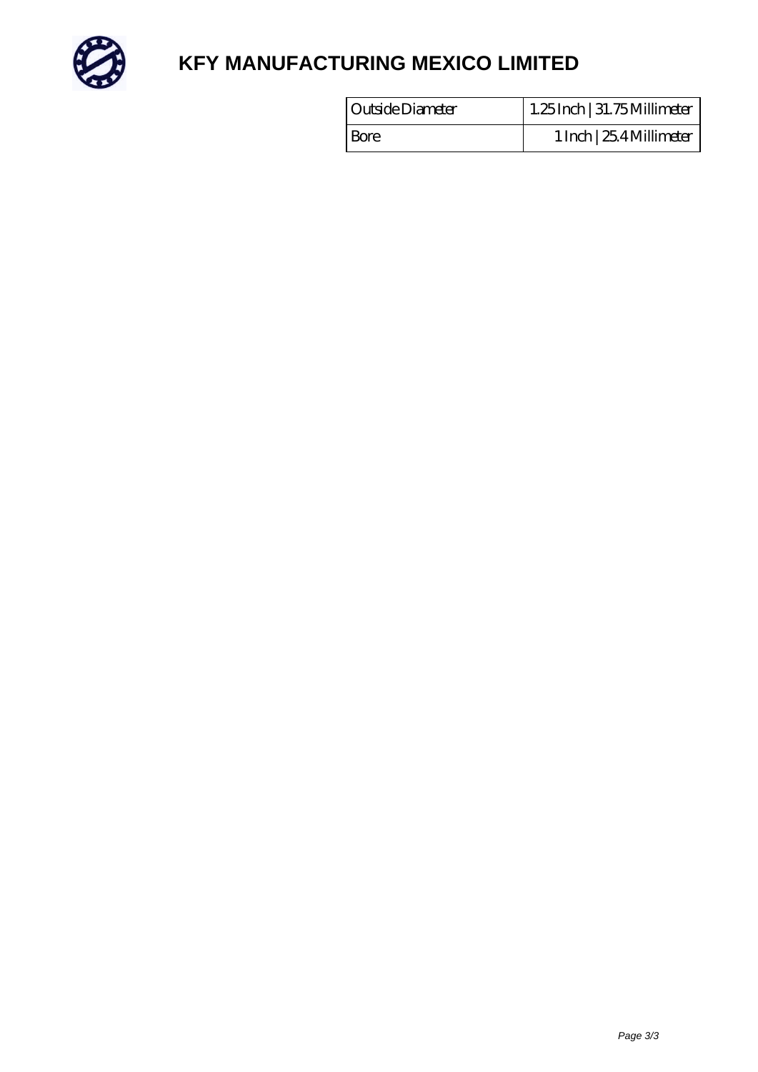# KFY MANUFACTURING MEXICO LIMITED

| | |
|---|---|
| Outside Diameter | 1.25 Inch \| 31.75 Millimeter |
| Bore | 1 Inch \| 25.4 Millimeter |